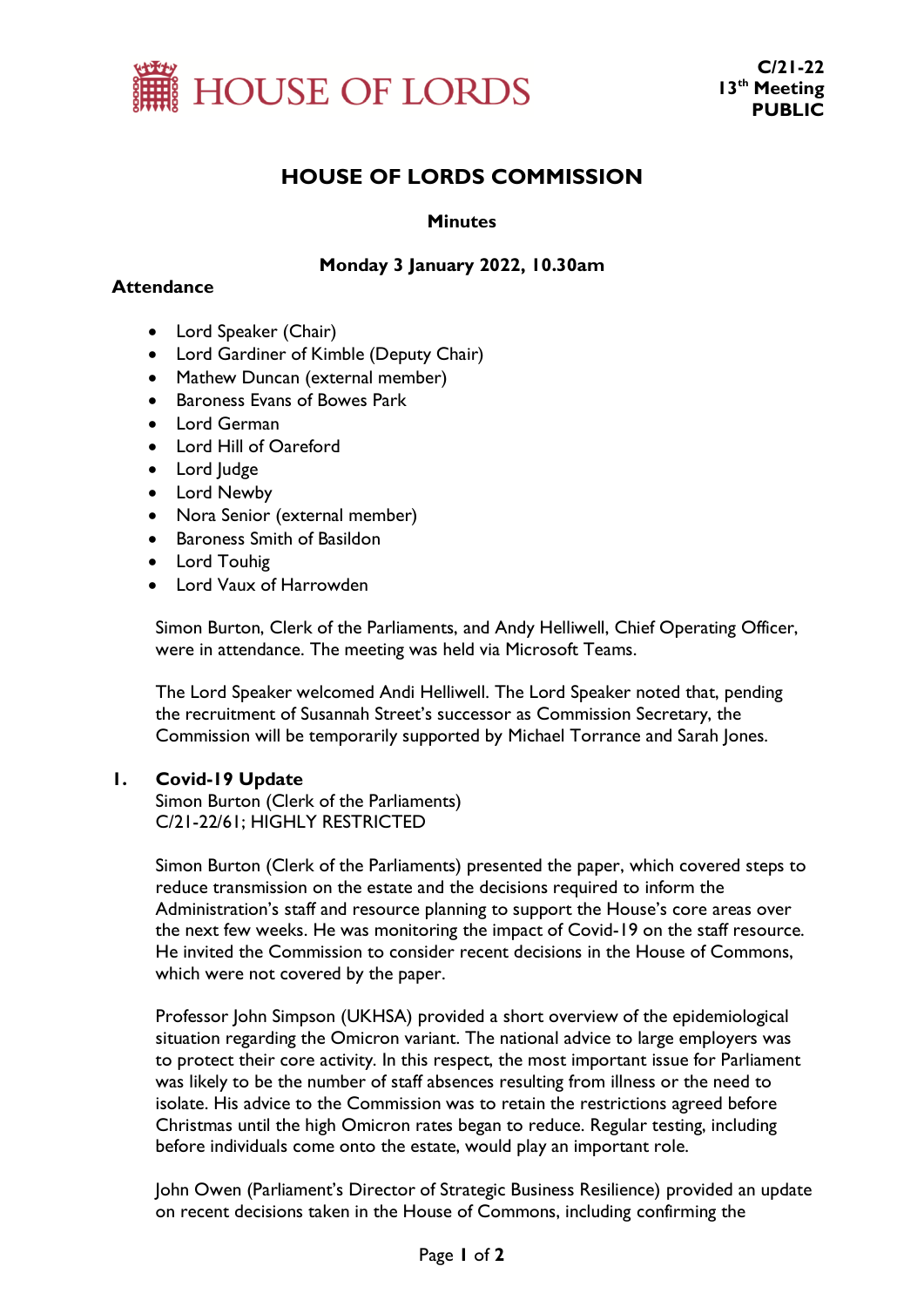HOUSE OF LORDS

**C/21-22**
**13th Meeting**
**PUBLIC**

# HOUSE OF LORDS COMMISSION

**Minutes**

**Monday 3 January 2022, 10.30am**

**Attendance**

- Lord Speaker (Chair)
- Lord Gardiner of Kimble (Deputy Chair)
- Mathew Duncan (external member)
- Baroness Evans of Bowes Park
- Lord German
- Lord Hill of Oareford
- Lord Judge
- Lord Newby
- Nora Senior (external member)
- Baroness Smith of Basildon
- Lord Touhig
- Lord Vaux of Harrowden

Simon Burton, Clerk of the Parliaments, and Andy Helliwell, Chief Operating Officer, were in attendance. The meeting was held via Microsoft Teams.

The Lord Speaker welcomed Andi Helliwell. The Lord Speaker noted that, pending the recruitment of Susannah Street's successor as Commission Secretary, the Commission will be temporarily supported by Michael Torrance and Sarah Jones.

## 1. Covid-19 Update

Simon Burton (Clerk of the Parliaments)
C/21-22/61; HIGHLY RESTRICTED

Simon Burton (Clerk of the Parliaments) presented the paper, which covered steps to reduce transmission on the estate and the decisions required to inform the Administration's staff and resource planning to support the House's core areas over the next few weeks. He was monitoring the impact of Covid-19 on the staff resource. He invited the Commission to consider recent decisions in the House of Commons, which were not covered by the paper.

Professor John Simpson (UKHSA) provided a short overview of the epidemiological situation regarding the Omicron variant. The national advice to large employers was to protect their core activity. In this respect, the most important issue for Parliament was likely to be the number of staff absences resulting from illness or the need to isolate. His advice to the Commission was to retain the restrictions agreed before Christmas until the high Omicron rates began to reduce. Regular testing, including before individuals come onto the estate, would play an important role.

John Owen (Parliament's Director of Strategic Business Resilience) provided an update on recent decisions taken in the House of Commons, including confirming the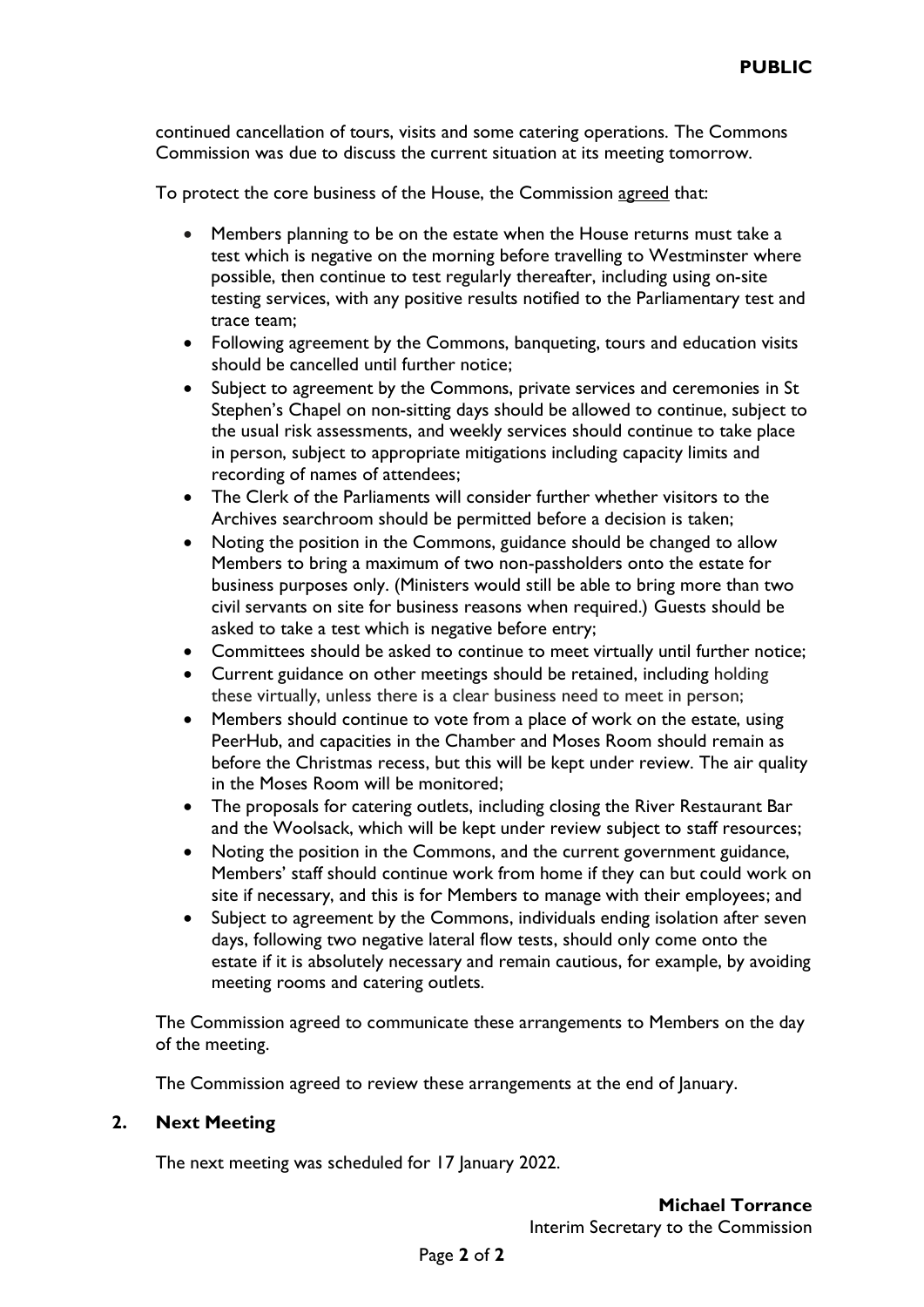continued cancellation of tours, visits and some catering operations. The Commons Commission was due to discuss the current situation at its meeting tomorrow.

To protect the core business of the House, the Commission agreed that:

- Members planning to be on the estate when the House returns must take a test which is negative on the morning before travelling to Westminster where possible, then continue to test regularly thereafter, including using on-site testing services, with any positive results notified to the Parliamentary test and trace team;
- Following agreement by the Commons, banqueting, tours and education visits should be cancelled until further notice;
- Subject to agreement by the Commons, private services and ceremonies in St Stephen's Chapel on non-sitting days should be allowed to continue, subject to the usual risk assessments, and weekly services should continue to take place in person, subject to appropriate mitigations including capacity limits and recording of names of attendees;
- The Clerk of the Parliaments will consider further whether visitors to the Archives searchroom should be permitted before a decision is taken;
- Noting the position in the Commons, guidance should be changed to allow Members to bring a maximum of two non-passholders onto the estate for business purposes only. (Ministers would still be able to bring more than two civil servants on site for business reasons when required.) Guests should be asked to take a test which is negative before entry;
- Committees should be asked to continue to meet virtually until further notice;
- Current guidance on other meetings should be retained, including holding these virtually, unless there is a clear business need to meet in person;
- Members should continue to vote from a place of work on the estate, using PeerHub, and capacities in the Chamber and Moses Room should remain as before the Christmas recess, but this will be kept under review. The air quality in the Moses Room will be monitored;
- The proposals for catering outlets, including closing the River Restaurant Bar and the Woolsack, which will be kept under review subject to staff resources;
- Noting the position in the Commons, and the current government guidance, Members' staff should continue work from home if they can but could work on site if necessary, and this is for Members to manage with their employees; and
- Subject to agreement by the Commons, individuals ending isolation after seven days, following two negative lateral flow tests, should only come onto the estate if it is absolutely necessary and remain cautious, for example, by avoiding meeting rooms and catering outlets.

The Commission agreed to communicate these arrangements to Members on the day of the meeting.

The Commission agreed to review these arrangements at the end of January.

## 2. Next Meeting

The next meeting was scheduled for 17 January 2022.

**Michael Torrance**
Interim Secretary to the Commission